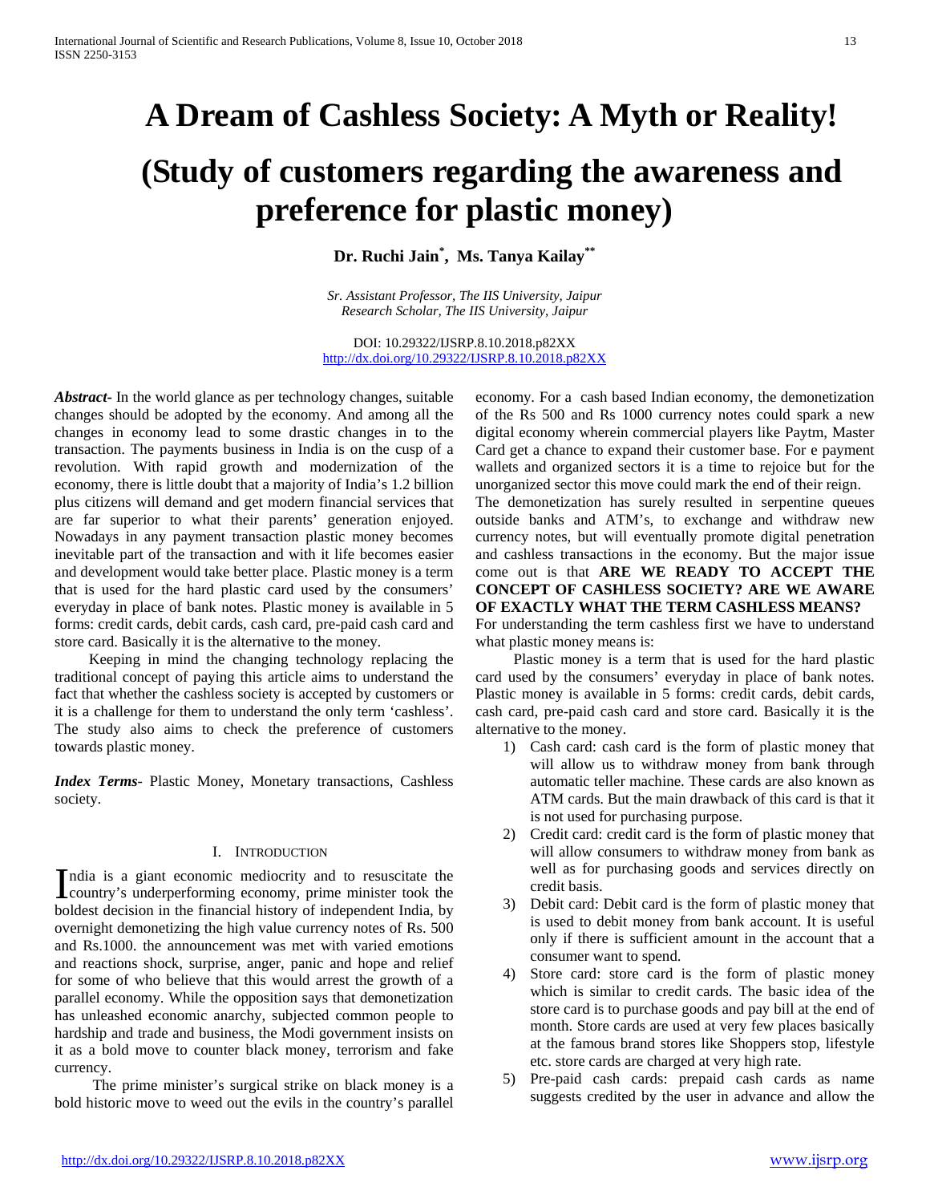# A Dream of Cashless Society: A Myth or Reality!

# (Study of customers regarding the awareness and preference for plastic money)

**Dr. Ruchi Jain[*], Ms. Tanya Kailay[**]**

*Sr. Assistant Professor, The IIS University, Jaipur*
*Research Scholar, The IIS University, Jaipur*

DOI: 10.29322/IJSRP.8.10.2018.p82XX
http://dx.doi.org/10.29322/IJSRP.8.10.2018.p82XX

***Abstract***- In the world glance as per technology changes, suitable changes should be adopted by the economy. And among all the changes in economy lead to some drastic changes in to the transaction. The payments business in India is on the cusp of a revolution. With rapid growth and modernization of the economy, there is little doubt that a majority of India's 1.2 billion plus citizens will demand and get modern financial services that are far superior to what their parents' generation enjoyed. Nowadays in any payment transaction plastic money becomes inevitable part of the transaction and with it life becomes easier and development would take better place. Plastic money is a term that is used for the hard plastic card used by the consumers' everyday in place of bank notes. Plastic money is available in 5 forms: credit cards, debit cards, cash card, pre-paid cash card and store card. Basically it is the alternative to the money.

Keeping in mind the changing technology replacing the traditional concept of paying this article aims to understand the fact that whether the cashless society is accepted by customers or it is a challenge for them to understand the only term 'cashless'. The study also aims to check the preference of customers towards plastic money.

***Index Terms***- Plastic Money, Monetary transactions, Cashless society.

## I. Introduction

India is a giant economic mediocrity and to resuscitate the country's underperforming economy, prime minister took the boldest decision in the financial history of independent India, by overnight demonetizing the high value currency notes of Rs. 500 and Rs.1000. the announcement was met with varied emotions and reactions shock, surprise, anger, panic and hope and relief for some of who believe that this would arrest the growth of a parallel economy. While the opposition says that demonetization has unleashed economic anarchy, subjected common people to hardship and trade and business, the Modi government insists on it as a bold move to counter black money, terrorism and fake currency.

The prime minister's surgical strike on black money is a bold historic move to weed out the evils in the country's parallel economy. For a cash based Indian economy, the demonetization of the Rs 500 and Rs 1000 currency notes could spark a new digital economy wherein commercial players like Paytm, Master Card get a chance to expand their customer base. For e payment wallets and organized sectors it is a time to rejoice but for the unorganized sector this move could mark the end of their reign.

The demonetization has surely resulted in serpentine queues outside banks and ATM's, to exchange and withdraw new currency notes, but will eventually promote digital penetration and cashless transactions in the economy. But the major issue come out is that **ARE WE READY TO ACCEPT THE CONCEPT OF CASHLESS SOCIETY? ARE WE AWARE OF EXACTLY WHAT THE TERM CASHLESS MEANS?**

For understanding the term cashless first we have to understand what plastic money means is:

Plastic money is a term that is used for the hard plastic card used by the consumers' everyday in place of bank notes. Plastic money is available in 5 forms: credit cards, debit cards, cash card, pre-paid cash card and store card. Basically it is the alternative to the money.

1) Cash card: cash card is the form of plastic money that will allow us to withdraw money from bank through automatic teller machine. These cards are also known as ATM cards. But the main drawback of this card is that it is not used for purchasing purpose.
2) Credit card: credit card is the form of plastic money that will allow consumers to withdraw money from bank as well as for purchasing goods and services directly on credit basis.
3) Debit card: Debit card is the form of plastic money that is used to debit money from bank account. It is useful only if there is sufficient amount in the account that a consumer want to spend.
4) Store card: store card is the form of plastic money which is similar to credit cards. The basic idea of the store card is to purchase goods and pay bill at the end of month. Store cards are used at very few places basically at the famous brand stores like Shoppers stop, lifestyle etc. store cards are charged at very high rate.
5) Pre-paid cash cards: prepaid cash cards as name suggests credited by the user in advance and allow the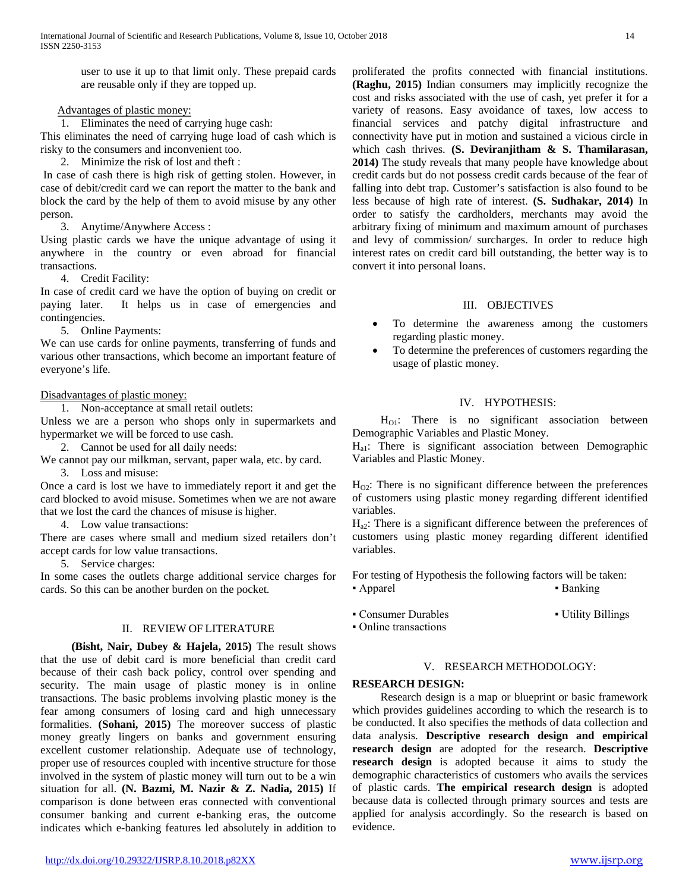user to use it up to that limit only. These prepaid cards are reusable only if they are topped up.

Advantages of plastic money:

1. Eliminates the need of carrying huge cash:

This eliminates the need of carrying huge load of cash which is risky to the consumers and inconvenient too.

2. Minimize the risk of lost and theft :

In case of cash there is high risk of getting stolen. However, in case of debit/credit card we can report the matter to the bank and block the card by the help of them to avoid misuse by any other person.

3. Anytime/Anywhere Access :

Using plastic cards we have the unique advantage of using it anywhere in the country or even abroad for financial transactions.

4. Credit Facility:

In case of credit card we have the option of buying on credit or paying later. It helps us in case of emergencies and contingencies.

5. Online Payments:

We can use cards for online payments, transferring of funds and various other transactions, which become an important feature of everyone's life.

Disadvantages of plastic money:

1. Non-acceptance at small retail outlets:

Unless we are a person who shops only in supermarkets and hypermarket we will be forced to use cash.

2. Cannot be used for all daily needs:

We cannot pay our milkman, servant, paper wala, etc. by card.

3. Loss and misuse:

Once a card is lost we have to immediately report it and get the card blocked to avoid misuse. Sometimes when we are not aware that we lost the card the chances of misuse is higher.

4. Low value transactions:

There are cases where small and medium sized retailers don't accept cards for low value transactions.

5. Service charges:

In some cases the outlets charge additional service charges for cards. So this can be another burden on the pocket.

## II. REVIEW OF LITERATURE

**(Bisht, Nair, Dubey & Hajela, 2015)** The result shows that the use of debit card is more beneficial than credit card because of their cash back policy, control over spending and security. The main usage of plastic money is in online transactions. The basic problems involving plastic money is the fear among consumers of losing card and high unnecessary formalities. **(Sohani, 2015)** The moreover success of plastic money greatly lingers on banks and government ensuring excellent customer relationship. Adequate use of technology, proper use of resources coupled with incentive structure for those involved in the system of plastic money will turn out to be a win situation for all. **(N. Bazmi, M. Nazir & Z. Nadia, 2015)** If comparison is done between eras connected with conventional consumer banking and current e-banking eras, the outcome indicates which e-banking features led absolutely in addition to proliferated the profits connected with financial institutions. **(Raghu, 2015)** Indian consumers may implicitly recognize the cost and risks associated with the use of cash, yet prefer it for a variety of reasons. Easy avoidance of taxes, low access to financial services and patchy digital infrastructure and connectivity have put in motion and sustained a vicious circle in which cash thrives. **(S. Deviranjitham & S. Thamilarasan, 2014)** The study reveals that many people have knowledge about credit cards but do not possess credit cards because of the fear of falling into debt trap. Customer's satisfaction is also found to be less because of high rate of interest. **(S. Sudhakar, 2014)** In order to satisfy the cardholders, merchants may avoid the arbitrary fixing of minimum and maximum amount of purchases and levy of commission/ surcharges. In order to reduce high interest rates on credit card bill outstanding, the better way is to convert it into personal loans.

## III. OBJECTIVES

- To determine the awareness among the customers regarding plastic money.
- To determine the preferences of customers regarding the usage of plastic money.

## IV. HYPOTHESIS:

$H_{O1}$: There is no significant association between Demographic Variables and Plastic Money.

$H_{a1}$: There is significant association between Demographic Variables and Plastic Money.

$H_{O2}$: There is no significant difference between the preferences of customers using plastic money regarding different identified variables.

$H_{a2}$: There is a significant difference between the preferences of customers using plastic money regarding different identified variables.

For testing of Hypothesis the following factors will be taken:

- Apparel
- Banking
- Consumer Durables
- Utility Billings
- Online transactions

## V. RESEARCH METHODOLOGY:

**RESEARCH DESIGN:**

Research design is a map or blueprint or basic framework which provides guidelines according to which the research is to be conducted. It also specifies the methods of data collection and data analysis. **Descriptive research design and empirical research design** are adopted for the research. **Descriptive research design** is adopted because it aims to study the demographic characteristics of customers who avails the services of plastic cards. **The empirical research design** is adopted because data is collected through primary sources and tests are applied for analysis accordingly. So the research is based on evidence.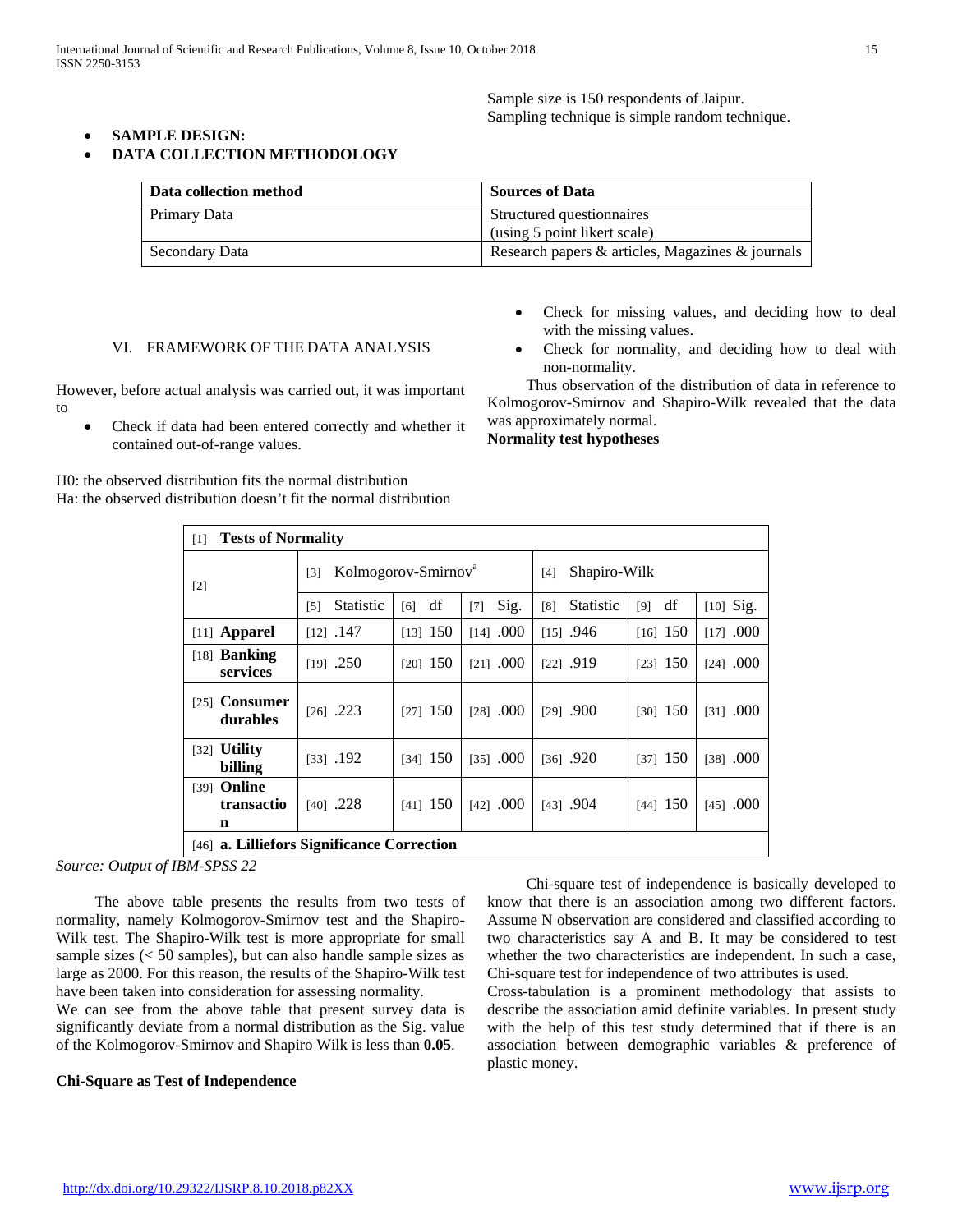Sample size is 150 respondents of Jaipur.
Sampling technique is simple random technique.

- **SAMPLE DESIGN:**
- **DATA COLLECTION METHODOLOGY**

| Data collection method | Sources of Data |
|---|---|
| Primary Data | Structured questionnaires (using 5 point likert scale) |
| Secondary Data | Research papers & articles, Magazines & journals |

## VI. FRAMEWORK OF THE DATA ANALYSIS

However, before actual analysis was carried out, it was important to

- Check if data had been entered correctly and whether it contained out-of-range values.
- Check for missing values, and deciding how to deal with the missing values.
- Check for normality, and deciding how to deal with non-normality.

Thus observation of the distribution of data in reference to Kolmogorov-Smirnov and Shapiro-Wilk revealed that the data was approximately normal.

**Normality test hypotheses**

H0: the observed distribution fits the normal distribution
Ha: the observed distribution doesn't fit the normal distribution

| [1] **Tests of Normality** | | | | | | |
|---|---|---|---|---|---|---|
| [2] | [3] Kolmogorov-Smirnov[a] | | | [4] Shapiro-Wilk | | |
| | [5] Statistic | [6] df | [7] Sig. | [8] Statistic | [9] df | [10] Sig. |
| [11] **Apparel** | [12] .147 | [13] 150 | [14] .000 | [15] .946 | [16] 150 | [17] .000 |
| [18] **Banking services** | [19] .250 | [20] 150 | [21] .000 | [22] .919 | [23] 150 | [24] .000 |
| [25] **Consumer durables** | [26] .223 | [27] 150 | [28] .000 | [29] .900 | [30] 150 | [31] .000 |
| [32] **Utility billing** | [33] .192 | [34] 150 | [35] .000 | [36] .920 | [37] 150 | [38] .000 |
| [39] **Online transaction** | [40] .228 | [41] 150 | [42] .000 | [43] .904 | [44] 150 | [45] .000 |
| [46] **a. Lilliefors Significance Correction** | | | | | | |

*Source: Output of IBM-SPSS 22*

The above table presents the results from two tests of normality, namely Kolmogorov-Smirnov test and the Shapiro-Wilk test. The Shapiro-Wilk test is more appropriate for small sample sizes (< 50 samples), but can also handle sample sizes as large as 2000. For this reason, the results of the Shapiro-Wilk test have been taken into consideration for assessing normality.
We can see from the above table that present survey data is significantly deviate from a normal distribution as the Sig. value of the Kolmogorov-Smirnov and Shapiro Wilk is less than **0.05**.

**Chi-Square as Test of Independence**

Chi-square test of independence is basically developed to know that there is an association among two different factors. Assume N observation are considered and classified according to two characteristics say A and B. It may be considered to test whether the two characteristics are independent. In such a case, Chi-square test for independence of two attributes is used.
Cross-tabulation is a prominent methodology that assists to describe the association amid definite variables. In present study with the help of this test study determined that if there is an association between demographic variables & preference of plastic money.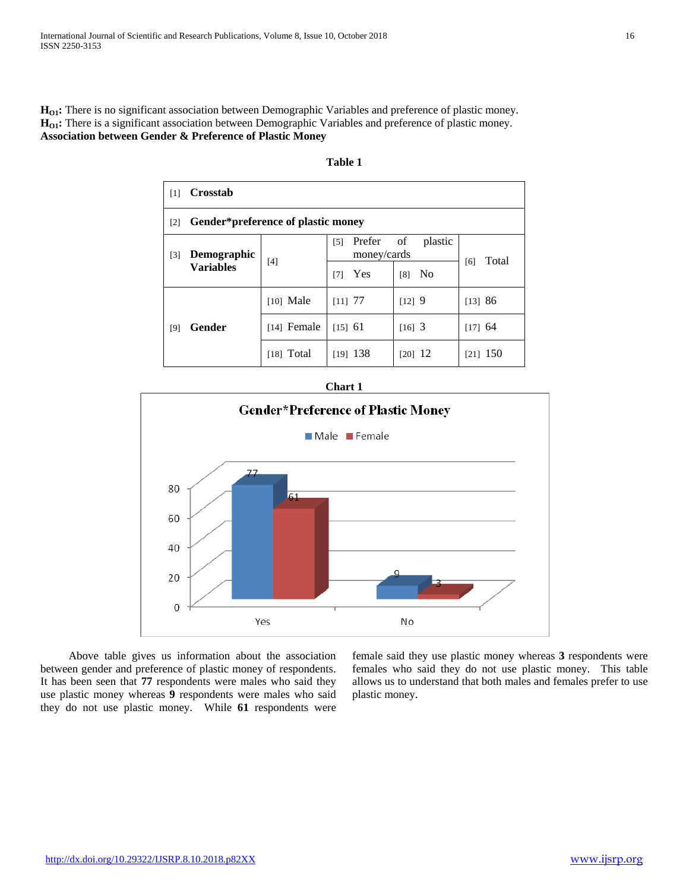**$H_{O1}$:** There is no significant association between Demographic Variables and preference of plastic money.
**$H_{O1}$:** There is a significant association between Demographic Variables and preference of plastic money.
**Association between Gender & Preference of Plastic Money**

**Table 1**

| [1] **Crosstab** | | | | |
|---|---|---|---|---|
| [2] **Gender*preference of plastic money** | | | | |
| [3] **Demographic Variables** | [4] | [5] Prefer of plastic money/cards | | [6] Total |
| | | [7] Yes | [8] No | |
| [9] **Gender** | [10] Male | [11] 77 | [12] 9 | [13] 86 |
| | [14] Female | [15] 61 | [16] 3 | [17] 64 |
| | [18] Total | [19] 138 | [20] 12 | [21] 150 |

**Chart 1**

Gender*Preference of Plastic Money

Above table gives us information about the association between gender and preference of plastic money of respondents. It has been seen that **77** respondents were males who said they use plastic money whereas **9** respondents were males who said they do not use plastic money. While **61** respondents were female said they use plastic money whereas **3** respondents were females who said they do not use plastic money. This table allows us to understand that both males and females prefer to use plastic money.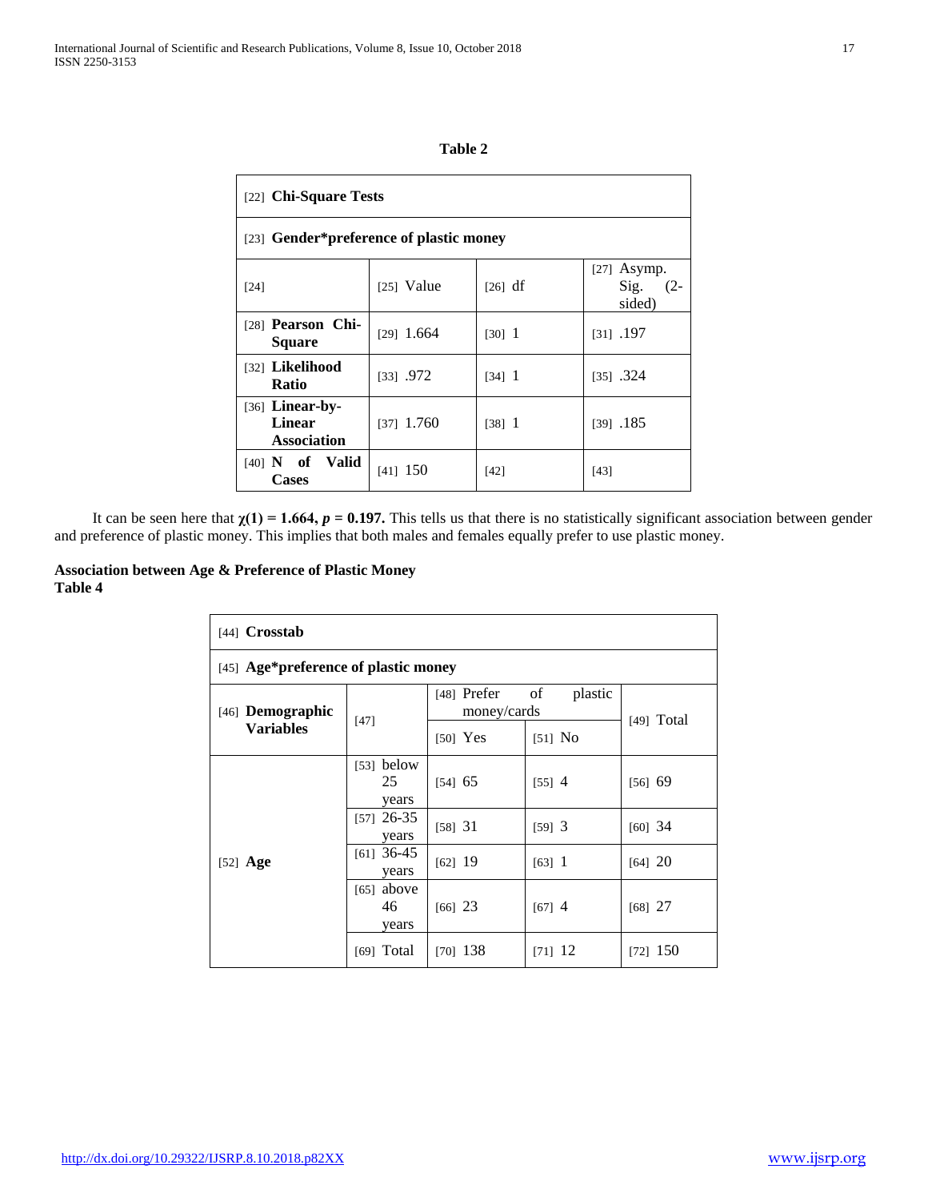**Table 2**

| [22] **Chi-Square Tests** | | | |
|---|---|---|---|
| [23] **Gender*preference of plastic money** | | | |
| [24] | [25] Value | [26] df | [27] Asymp. Sig. (2-sided) |
| [28] **Pearson Chi-Square** | [29] 1.664 | [30] 1 | [31] .197 |
| [32] **Likelihood Ratio** | [33] .972 | [34] 1 | [35] .324 |
| [36] **Linear-by-Linear Association** | [37] 1.760 | [38] 1 | [39] .185 |
| [40] **N of Valid Cases** | [41] 150 | [42] | [43] |

It can be seen here that **$\chi(1) = 1.664$, $p = 0.197$.** This tells us that there is no statistically significant association between gender and preference of plastic money. This implies that both males and females equally prefer to use plastic money.

**Association between Age & Preference of Plastic Money**
**Table 4**

| [44] **Crosstab** | | | | |
|---|---|---|---|---|
| [45] **Age*preference of plastic money** | | | | |
| [46] **Demographic Variables** | [47] | [48] Prefer of plastic money/cards | | [49] Total |
| | | [50] Yes | [51] No | |
| [52] **Age** | [53] below 25 years | [54] 65 | [55] 4 | [56] 69 |
| | [57] 26-35 years | [58] 31 | [59] 3 | [60] 34 |
| | [61] 36-45 years | [62] 19 | [63] 1 | [64] 20 |
| | [65] above 46 years | [66] 23 | [67] 4 | [68] 27 |
| | [69] Total | [70] 138 | [71] 12 | [72] 150 |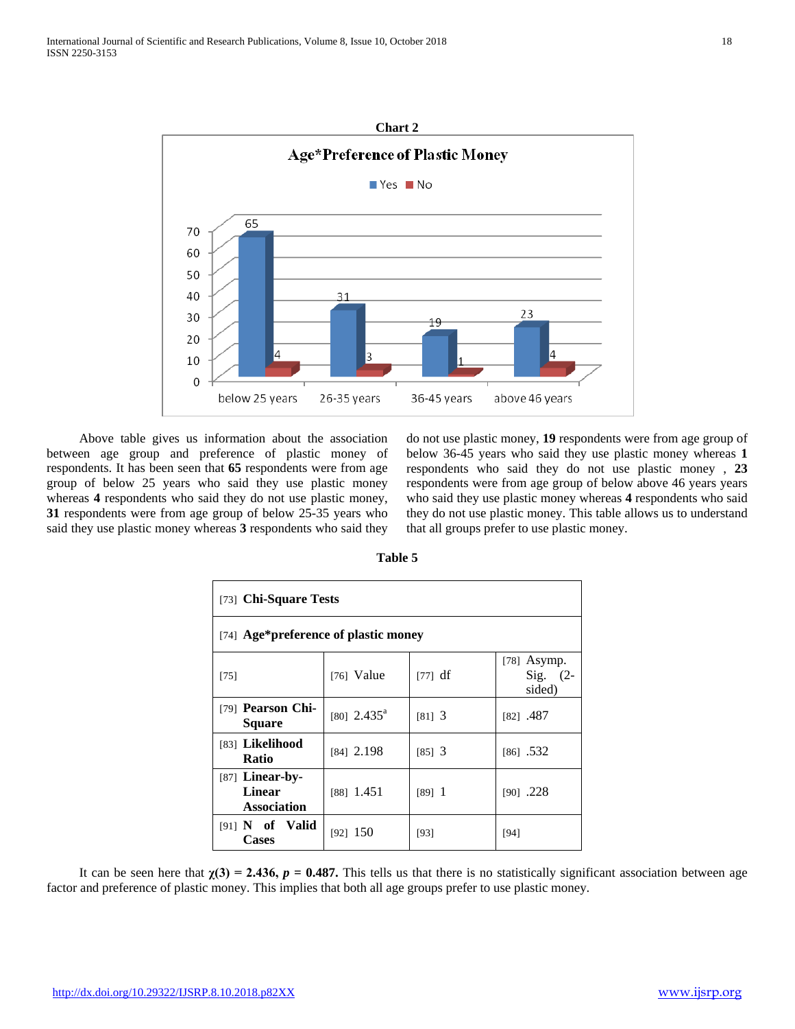**Chart 2**

Above table gives us information about the association between age group and preference of plastic money of respondents. It has been seen that **65** respondents were from age group of below 25 years who said they use plastic money whereas **4** respondents who said they do not use plastic money, **31** respondents were from age group of below 25-35 years who said they use plastic money whereas **3** respondents who said they do not use plastic money, **19** respondents were from age group of below 36-45 years who said they use plastic money whereas **1** respondents who said they do not use plastic money , **23** respondents were from age group of below above 46 years years who said they use plastic money whereas **4** respondents who said they do not use plastic money. This table allows us to understand that all groups prefer to use plastic money.

**Table 5**

| [73] **Chi-Square Tests** | | | |
|---|---|---|---|
| [74] **Age*preference of plastic money** | | | |
| [75] | [76] Value | [77] df | [78] Asymp. Sig. (2-sided) |
| [79] **Pearson Chi-Square** | [80] 2.435[a] | [81] 3 | [82] .487 |
| [83] **Likelihood Ratio** | [84] 2.198 | [85] 3 | [86] .532 |
| [87] **Linear-by-Linear Association** | [88] 1.451 | [89] 1 | [90] .228 |
| [91] **N of Valid Cases** | [92] 150 | [93] | [94] |

It can be seen here that $\chi(3) = 2.436$, $p = 0.487$. This tells us that there is no statistically significant association between age factor and preference of plastic money. This implies that both all age groups prefer to use plastic money.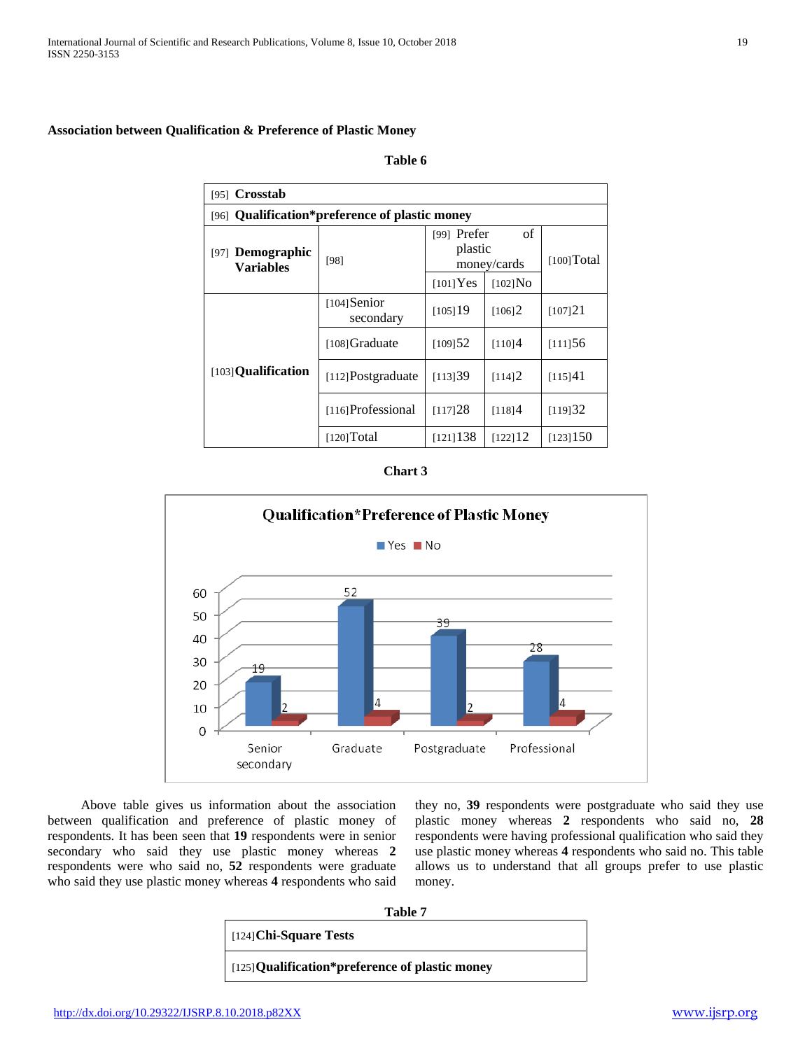**Association between Qualification & Preference of Plastic Money**

**Table 6**

| [95] **Crosstab** | | | | |
|---|---|---|---|---|
| [96] **Qualification*preference of plastic money** | | | | |
| [97] **Demographic Variables** | [98] | [99] Prefer of plastic money/cards | | [100] Total |
| | | [101] Yes | [102] No | |
| [103] **Qualification** | [104] Senior secondary | [105] 19 | [106] 2 | [107] 21 |
| | [108] Graduate | [109] 52 | [110] 4 | [111] 56 |
| | [112] Postgraduate | [113] 39 | [114] 2 | [115] 41 |
| | [116] Professional | [117] 28 | [118] 4 | [119] 32 |
| | [120] Total | [121] 138 | [122] 12 | [123] 150 |

**Chart 3**

Above table gives us information about the association between qualification and preference of plastic money of respondents. It has been seen that **19** respondents were in senior secondary who said they use plastic money whereas **2** respondents were who said no, **52** respondents were graduate who said they use plastic money whereas **4** respondents who said they no, **39** respondents were postgraduate who said they use plastic money whereas **2** respondents who said no, **28** respondents were having professional qualification who said they use plastic money whereas **4** respondents who said no. This table allows us to understand that all groups prefer to use plastic money.

**Table 7**

| [124] **Chi-Square Tests** |
|---|
| [125] **Qualification*preference of plastic money** |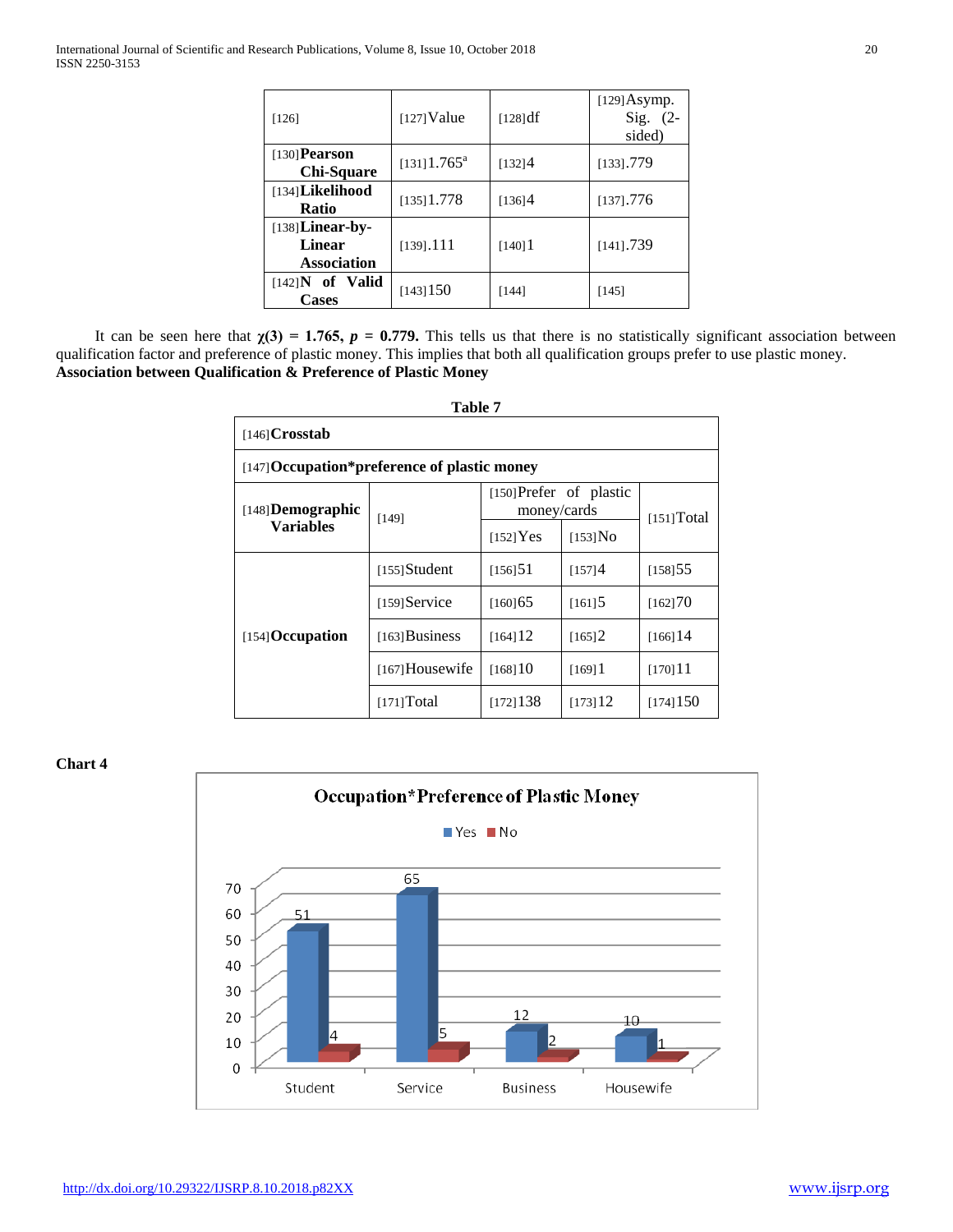| [126] | [127]Value | [128]df | [129]Asymp. Sig. (2-sided) |
|---|---|---|---|
| [130]**Pearson Chi-Square** | [131]1.765[a] | [132]4 | [133].779 |
| [134]**Likelihood Ratio** | [135]1.778 | [136]4 | [137].776 |
| [138]**Linear-by-Linear Association** | [139].111 | [140]1 | [141].739 |
| [142]**N of Valid Cases** | [143]150 | [144] | [145] |

It can be seen here that **$\chi(3)$ = 1.765, *p* = 0.779.** This tells us that there is no statistically significant association between qualification factor and preference of plastic money. This implies that both all qualification groups prefer to use plastic money.

**Association between Qualification & Preference of Plastic Money**

**Table 7**

| [146]**Crosstab** | | | | |
|---|---|---|---|---|
| [147]**Occupation*preference of plastic money** | | | | |
| [148]**Demographic Variables** | [149] | [150]Prefer of plastic money/cards | | [151]Total |
| | | [152]Yes | [153]No | |
| [154]**Occupation** | [155]Student | [156]51 | [157]4 | [158]55 |
| | [159]Service | [160]65 | [161]5 | [162]70 |
| | [163]Business | [164]12 | [165]2 | [166]14 |
| | [167]Housewife | [168]10 | [169]1 | [170]11 |
| | [171]Total | [172]138 | [173]12 | [174]150 |

**Chart 4**

Occupation*Preference of Plastic Money

| | Yes | No |
|---|---|---|
| Student | 51 | 4 |
| Service | 65 | 5 |
| Business | 12 | 2 |
| Housewife | 10 | 1 |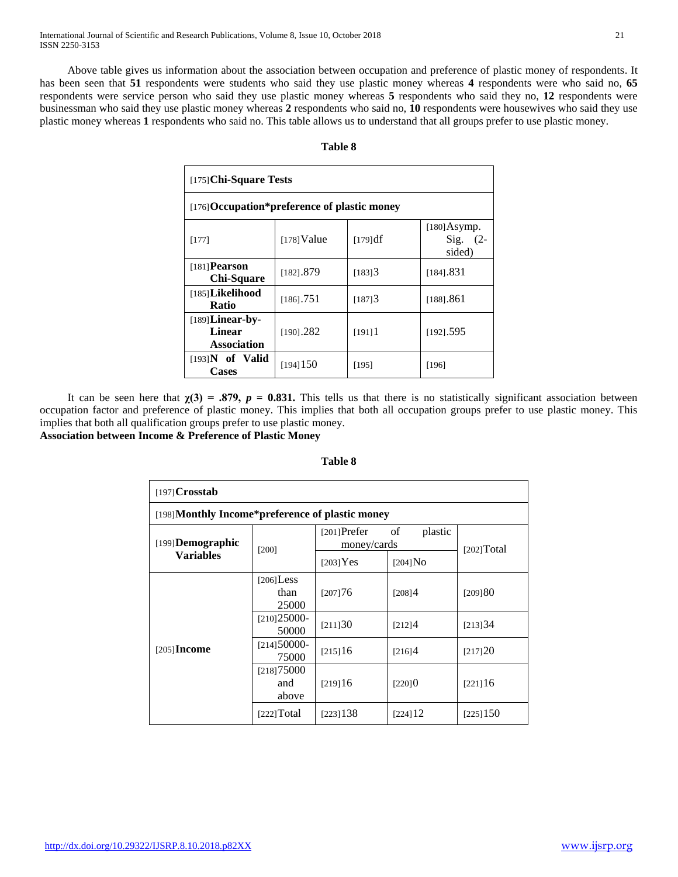Above table gives us information about the association between occupation and preference of plastic money of respondents. It has been seen that **51** respondents were students who said they use plastic money whereas **4** respondents were who said no, **65** respondents were service person who said they use plastic money whereas **5** respondents who said they no, **12** respondents were businessman who said they use plastic money whereas **2** respondents who said no, **10** respondents were housewives who said they use plastic money whereas **1** respondents who said no. This table allows us to understand that all groups prefer to use plastic money.

**Table 8**

| **Chi-Square Tests** | | | |
|---|---|---|---|
| **Occupation*preference of plastic money** | | | |
| | Value | df | Asymp. Sig. (2-sided) |
| **Pearson Chi-Square** | .879 | 3 | .831 |
| **Likelihood Ratio** | .751 | 3 | .861 |
| **Linear-by-Linear Association** | .282 | 1 | .595 |
| **N of Valid Cases** | 150 | | |

It can be seen here that **$\chi(3)$ = .879, $p$ = 0.831.** This tells us that there is no statistically significant association between occupation factor and preference of plastic money. This implies that both all occupation groups prefer to use plastic money. This implies that both all qualification groups prefer to use plastic money.

**Association between Income & Preference of Plastic Money**

**Table 8**

| **Crosstab** | | | | |
|---|---|---|---|---|
| **Monthly Income*preference of plastic money** | | | | |
| **Demographic Variables** | | Prefer of plastic money/cards | | Total |
| | | Yes | No | |
| **Income** | Less than 25000 | 76 | 4 | 80 |
| | 25000-50000 | 30 | 4 | 34 |
| | 50000-75000 | 16 | 4 | 20 |
| | 75000 and above | 16 | 0 | 16 |
| | Total | 138 | 12 | 150 |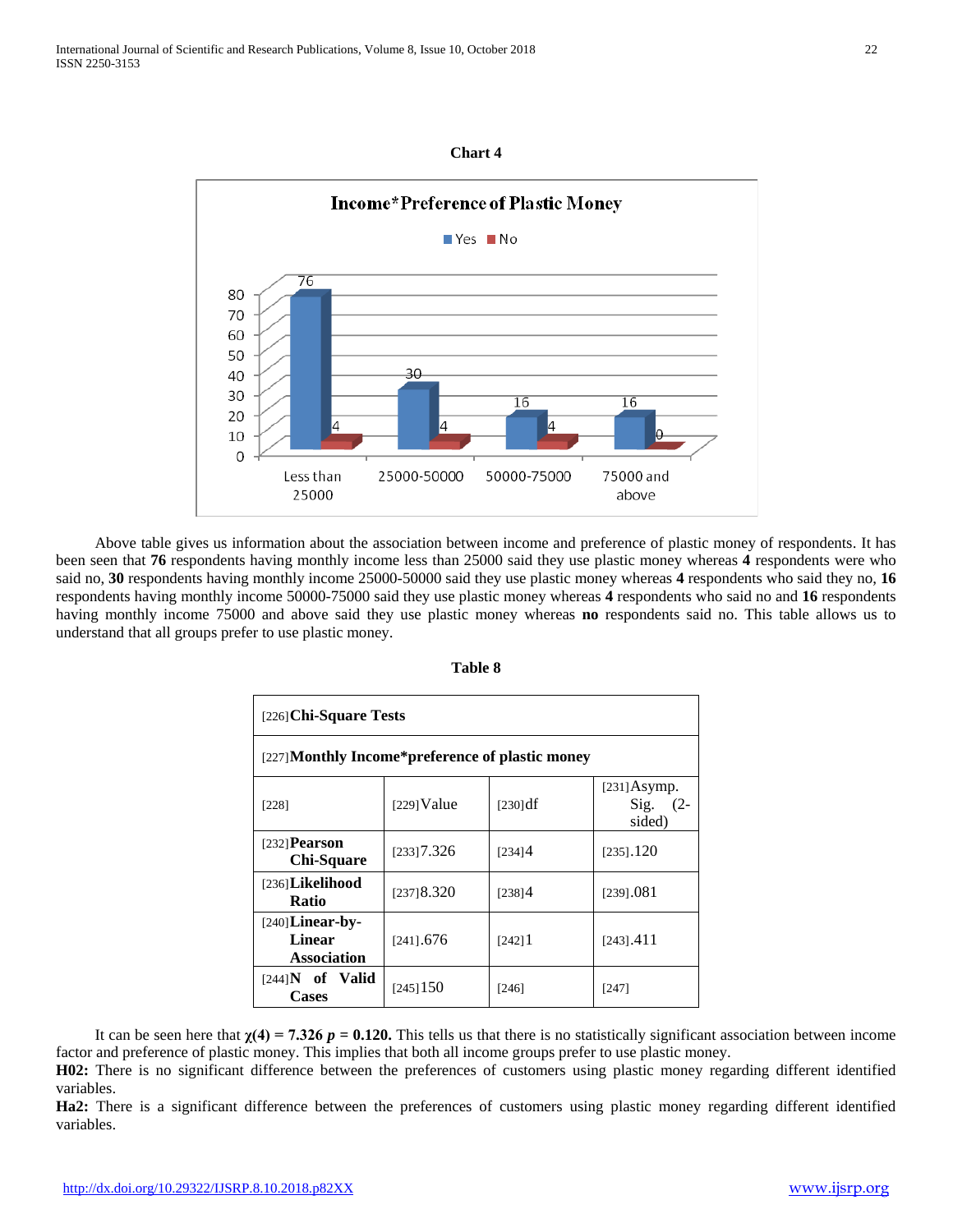**Chart 4**

Above table gives us information about the association between income and preference of plastic money of respondents. It has been seen that **76** respondents having monthly income less than 25000 said they use plastic money whereas **4** respondents were who said no, **30** respondents having monthly income 25000-50000 said they use plastic money whereas **4** respondents who said they no, **16** respondents having monthly income 50000-75000 said they use plastic money whereas **4** respondents who said no and **16** respondents having monthly income 75000 and above said they use plastic money whereas **no** respondents said no. This table allows us to understand that all groups prefer to use plastic money.

**Table 8**

| [226]**Chi-Square Tests** | | | |
|---|---|---|---|
| [227]**Monthly Income*preference of plastic money** | | | |
| [228] | [229]Value | [230]df | [231]Asymp. Sig. (2-sided) |
| [232]**Pearson Chi-Square** | [233]7.326 | [234]4 | [235].120 |
| [236]**Likelihood Ratio** | [237]8.320 | [238]4 | [239].081 |
| [240]**Linear-by-Linear Association** | [241].676 | [242]1 | [243].411 |
| [244]**N of Valid Cases** | [245]150 | [246] | [247] |

It can be seen here that **$\chi(4) = 7.326$ $p = 0.120$.** This tells us that there is no statistically significant association between income factor and preference of plastic money. This implies that both all income groups prefer to use plastic money.

**H02:** There is no significant difference between the preferences of customers using plastic money regarding different identified variables.

**Ha2:** There is a significant difference between the preferences of customers using plastic money regarding different identified variables.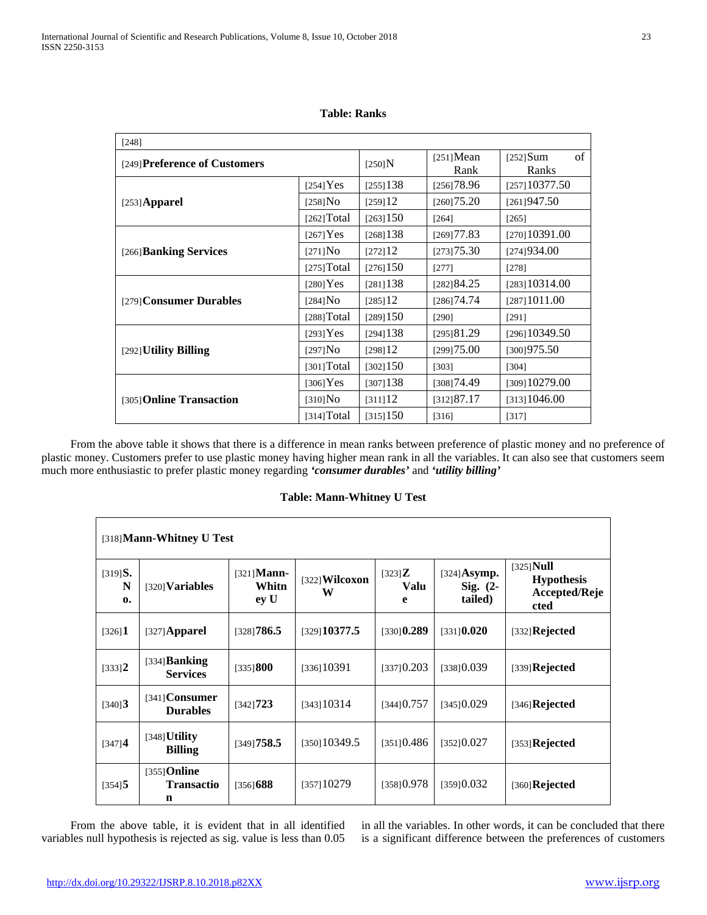**Table: Ranks**

| Preference of Customers | | N | Mean Rank | Sum of Ranks |
|---|---|---|---|---|
| **Apparel** | Yes | 138 | 78.96 | 10377.50 |
| | No | 12 | 75.20 | 947.50 |
| | Total | 150 | | |
| **Banking Services** | Yes | 138 | 77.83 | 10391.00 |
| | No | 12 | 75.30 | 934.00 |
| | Total | 150 | | |
| **Consumer Durables** | Yes | 138 | 84.25 | 10314.00 |
| | No | 12 | 74.74 | 1011.00 |
| | Total | 150 | | |
| **Utility Billing** | Yes | 138 | 81.29 | 10349.50 |
| | No | 12 | 75.00 | 975.50 |
| | Total | 150 | | |
| **Online Transaction** | Yes | 138 | 74.49 | 10279.00 |
| | No | 12 | 87.17 | 1046.00 |
| | Total | 150 | | |

From the above table it shows that there is a difference in mean ranks between preference of plastic money and no preference of plastic money. Customers prefer to use plastic money having higher mean rank in all the variables. It can also see that customers seem much more enthusiastic to prefer plastic money regarding ***'consumer durables'*** and ***'utility billing'***

**Table: Mann-Whitney U Test**

| **S. No.** | **Variables** | **Mann-Whitney U** | **Wilcoxon W** | **Z Value** | **Asymp. Sig. (2-tailed)** | **Null Hypothesis Accepted/Rejected** |
|---|---|---|---|---|---|---|
| **1** | **Apparel** | **786.5** | **10377.5** | **0.289** | **0.020** | **Rejected** |
| **2** | **Banking Services** | **800** | 10391 | 0.203 | 0.039 | **Rejected** |
| **3** | **Consumer Durables** | **723** | 10314 | 0.757 | 0.029 | **Rejected** |
| **4** | **Utility Billing** | **758.5** | 10349.5 | 0.486 | 0.027 | **Rejected** |
| **5** | **Online Transaction** | **688** | 10279 | 0.978 | 0.032 | **Rejected** |

From the above table, it is evident that in all identified variables null hypothesis is rejected as sig. value is less than 0.05 in all the variables. In other words, it can be concluded that there is a significant difference between the preferences of customers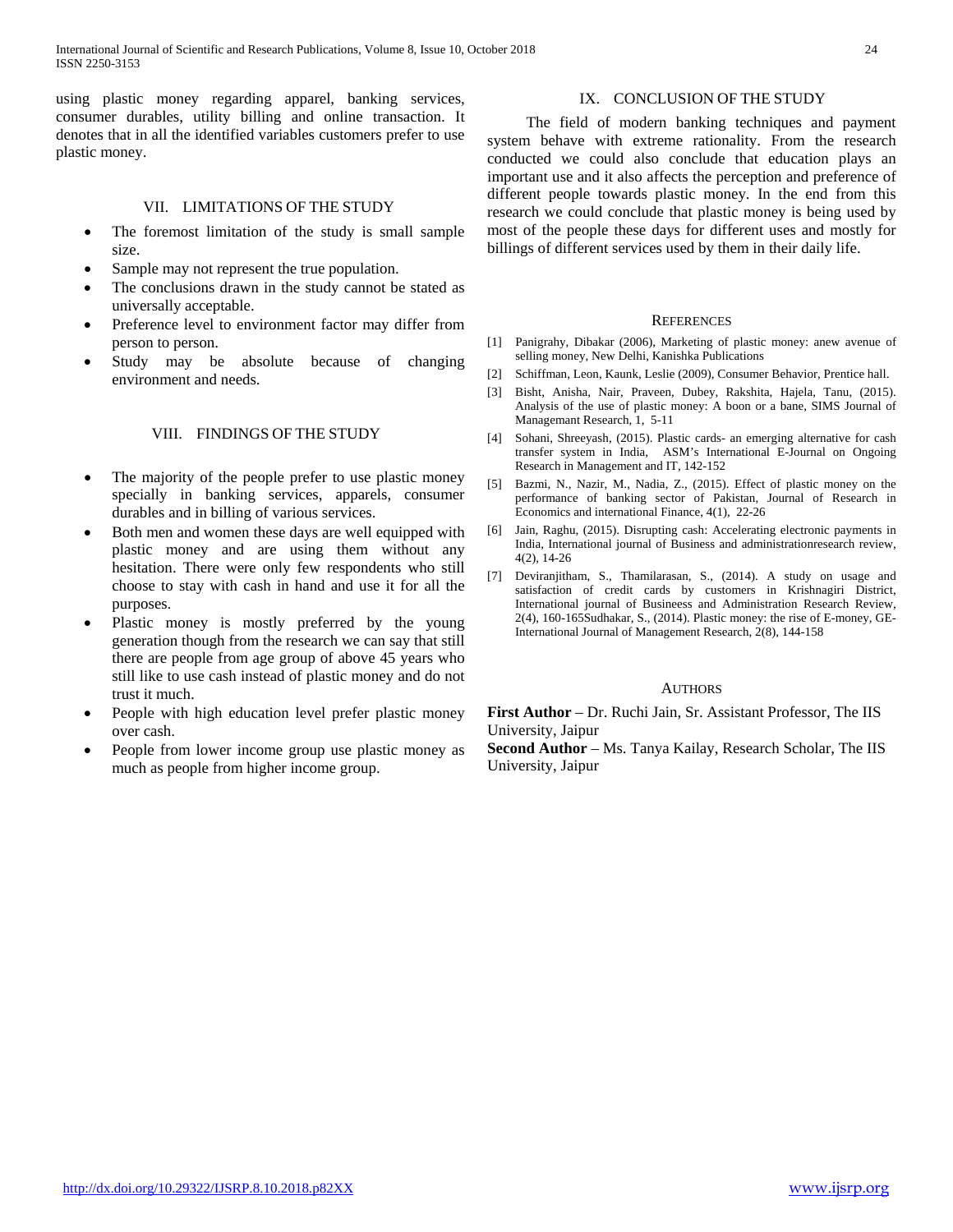using plastic money regarding apparel, banking services, consumer durables, utility billing and online transaction. It denotes that in all the identified variables customers prefer to use plastic money.

## VII. LIMITATIONS OF THE STUDY

- The foremost limitation of the study is small sample size.
- Sample may not represent the true population.
- The conclusions drawn in the study cannot be stated as universally acceptable.
- Preference level to environment factor may differ from person to person.
- Study may be absolute because of changing environment and needs.

## VIII. FINDINGS OF THE STUDY

- The majority of the people prefer to use plastic money specially in banking services, apparels, consumer durables and in billing of various services.
- Both men and women these days are well equipped with plastic money and are using them without any hesitation. There were only few respondents who still choose to stay with cash in hand and use it for all the purposes.
- Plastic money is mostly preferred by the young generation though from the research we can say that still there are people from age group of above 45 years who still like to use cash instead of plastic money and do not trust it much.
- People with high education level prefer plastic money over cash.
- People from lower income group use plastic money as much as people from higher income group.

## IX. CONCLUSION OF THE STUDY

The field of modern banking techniques and payment system behave with extreme rationality. From the research conducted we could also conclude that education plays an important use and it also affects the perception and preference of different people towards plastic money. In the end from this research we could conclude that plastic money is being used by most of the people these days for different uses and mostly for billings of different services used by them in their daily life.

## REFERENCES

[1] Panigrahy, Dibakar (2006), Marketing of plastic money: anew avenue of selling money, New Delhi, Kanishka Publications

[2] Schiffman, Leon, Kaunk, Leslie (2009), Consumer Behavior, Prentice hall.

[3] Bisht, Anisha, Nair, Praveen, Dubey, Rakshita, Hajela, Tanu, (2015). Analysis of the use of plastic money: A boon or a bane, SIMS Journal of Managemant Research, 1, 5-11

[4] Sohani, Shreeyash, (2015). Plastic cards- an emerging alternative for cash transfer system in India, ASM's International E-Journal on Ongoing Research in Management and IT, 142-152

[5] Bazmi, N., Nazir, M., Nadia, Z., (2015). Effect of plastic money on the performance of banking sector of Pakistan, Journal of Research in Economics and international Finance, 4(1), 22-26

[6] Jain, Raghu, (2015). Disrupting cash: Accelerating electronic payments in India, International journal of Business and administrationresearch review, 4(2), 14-26

[7] Deviranjitham, S., Thamilarasan, S., (2014). A study on usage and satisfaction of credit cards by customers in Krishnagiri District, International journal of Busineess and Administration Research Review, 2(4), 160-165Sudhakar, S., (2014). Plastic money: the rise of E-money, GE-International Journal of Management Research, 2(8), 144-158

## AUTHORS

**First Author** – Dr. Ruchi Jain, Sr. Assistant Professor, The IIS University, Jaipur

**Second Author** – Ms. Tanya Kailay, Research Scholar, The IIS University, Jaipur